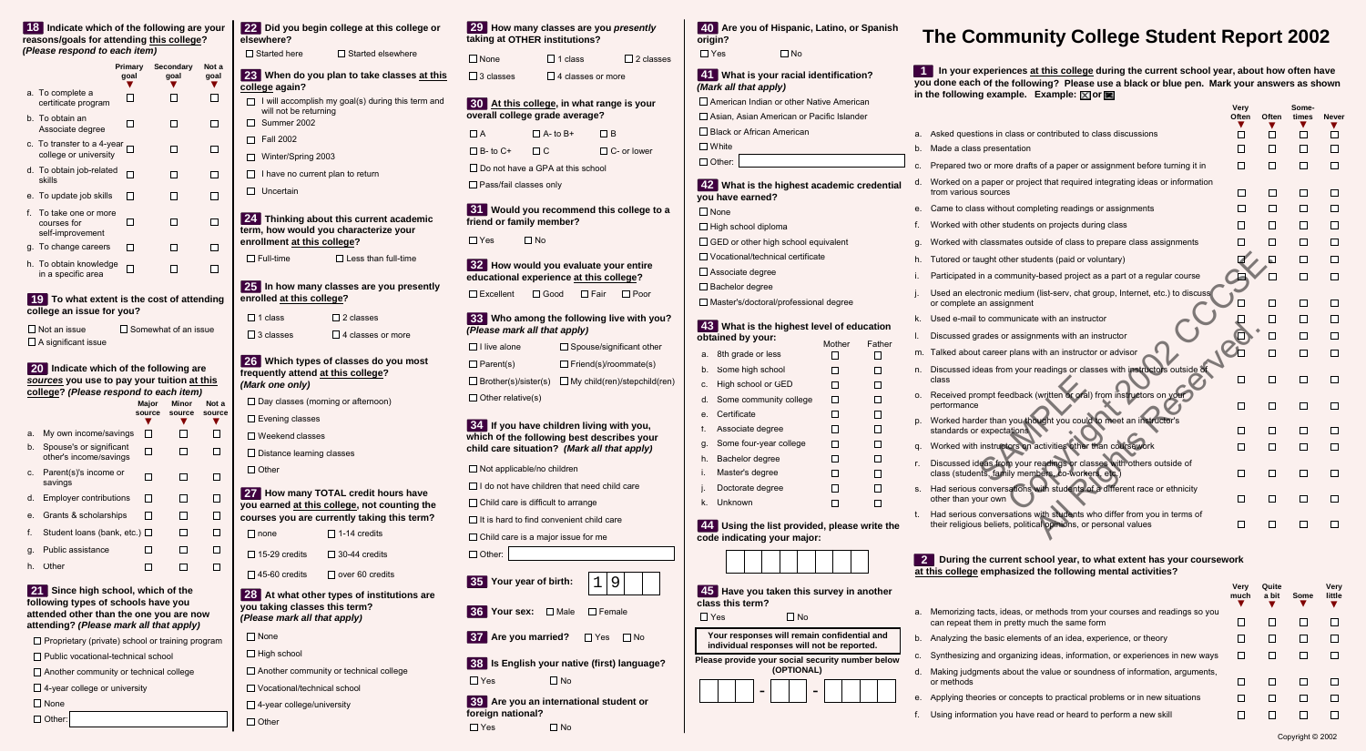# The Community College Student Report 2002

**1** In your experiences at this college during the current school year, about how often have you done each of the following? Please use a black or blue pen. Mark your answers as shown in the following example. Example: ☒ or ■

| | Very Often | Often | Sometimes | Never |
|---|---|---|---|---|
| a. Asked questions in class or contributed to class discussions | ☐ | ☐ | ☐ | ☐ |
| b. Made a class presentation | ☐ | ☐ | ☐ | ☐ |
| c. Prepared two or more drafts of a paper or assignment before turning it in | ☐ | ☐ | ☐ | ☐ |
| d. Worked on a paper or project that required integrating ideas or information from various sources | ☐ | ☐ | ☐ | ☐ |
| e. Came to class without completing readings or assignments | ☐ | ☐ | ☐ | ☐ |
| f. Worked with other students on projects during class | ☐ | ☐ | ☐ | ☐ |
| g. Worked with classmates outside of class to prepare class assignments | ☐ | ☐ | ☐ | ☐ |
| h. Tutored or taught other students (paid or voluntary) | ☐ | ☐ | ☐ | ☐ |
| i. Participated in a community-based project as a part of a regular course | ☐ | ☐ | ☐ | ☐ |
| j. Used an electronic medium (list-serv, chat group, Internet, etc.) to discuss or complete an assignment | ☐ | ☐ | ☐ | ☐ |
| k. Used e-mail to communicate with an instructor | ☐ | ☐ | ☐ | ☐ |
| l. Discussed grades or assignments with an instructor | ☐ | ☐ | ☐ | ☐ |
| m. Talked about career plans with an instructor or advisor | ☐ | ☐ | ☐ | ☐ |
| n. Discussed ideas from your readings or classes with instructors outside of class | ☐ | ☐ | ☐ | ☐ |
| o. Received prompt feedback (written or oral) from instructors on your performance | ☐ | ☐ | ☐ | ☐ |
| p. Worked harder than you thought you could to meet an instructor's standards or expectations | ☐ | ☐ | ☐ | ☐ |
| q. Worked with instructors on activities other than coursework | ☐ | ☐ | ☐ | ☐ |
| r. Discussed ideas from your readings or classes with others outside of class (students, family members, co-workers, etc.) | ☐ | ☐ | ☐ | ☐ |
| s. Had serious conversations with students of a different race or ethnicity other than your own | ☐ | ☐ | ☐ | ☐ |
| t. Had serious conversations with students who differ from you in terms of their religious beliefs, political opinions, or personal values | ☐ | ☐ | ☐ | ☐ |

**2** During the current school year, to what extent has your coursework at this college emphasized the following mental activities?

| | Very much | Quite a bit | Some | Very little |
|---|---|---|---|---|
| a. Memorizing facts, ideas, or methods from your courses and readings so you can repeat them in pretty much the same form | ☐ | ☐ | ☐ | ☐ |
| b. Analyzing the basic elements of an idea, experience, or theory | ☐ | ☐ | ☐ | ☐ |
| c. Synthesizing and organizing ideas, information, or experiences in new ways | ☐ | ☐ | ☐ | ☐ |
| d. Making judgments about the value or soundness of information, arguments, or methods | ☐ | ☐ | ☐ | ☐ |
| e. Applying theories or concepts to practical problems or in new situations | ☐ | ☐ | ☐ | ☐ |
| f. Using information you have read or heard to perform a new skill | ☐ | ☐ | ☐ | ☐ |

SAMPLE Copyright 2002 CCSSE. All Rights Reserved.

**18** Indicate which of the following are your reasons/goals for attending this college? *(Please respond to each item)*

| | Primary goal | Secondary goal | Not a goal |
|---|---|---|---|
| a. To complete a certificate program | ☐ | ☐ | ☐ |
| b. To obtain an Associate degree | ☐ | ☐ | ☐ |
| c. To transfer to a 4-year college or university | ☐ | ☐ | ☐ |
| d. To obtain job-related skills | ☐ | ☐ | ☐ |
| e. To update job skills | ☐ | ☐ | ☐ |
| f. To take one or more courses for self-improvement | ☐ | ☐ | ☐ |
| g. To change careers | ☐ | ☐ | ☐ |
| h. To obtain knowledge in a specific area | ☐ | ☐ | ☐ |

**19** To what extent is the cost of attending college an issue for you?

- ☐ Not an issue
- ☐ Somewhat of an issue
- ☐ A significant issue

**20** Indicate which of the following are *sources* you use to pay your tuition at this college? *(Please respond to each item)*

| | Major source | Minor source | Not a source |
|---|---|---|---|
| a. My own income/savings | ☐ | ☐ | ☐ |
| b. Spouse's or significant other's income/savings | ☐ | ☐ | ☐ |
| c. Parent(s)'s income or savings | ☐ | ☐ | ☐ |
| d. Employer contributions | ☐ | ☐ | ☐ |
| e. Grants & scholarships | ☐ | ☐ | ☐ |
| f. Student loans (bank, etc.) | ☐ | ☐ | ☐ |
| g. Public assistance | ☐ | ☐ | ☐ |
| h. Other | ☐ | ☐ | ☐ |

**21** Since high school, which of the following types of schools have you attended other than the one you are now attending? *(Please mark all that apply)*

- ☐ Proprietary (private) school or training program
- ☐ Public vocational-technical school
- ☐ Another community or technical college
- ☐ 4-year college or university
- ☐ None
- ☐ Other: ________

**22** Did you begin college at this college or elsewhere?

- ☐ Started here
- ☐ Started elsewhere

**23** When do you plan to take classes at this college again?

- ☐ I will accomplish my goal(s) during this term and will not be returning
- ☐ Summer 2002
- ☐ Fall 2002
- ☐ Winter/Spring 2003
- ☐ I have no current plan to return
- ☐ Uncertain

**24** Thinking about this current academic term, how would you characterize your enrollment at this college?

- ☐ Full-time
- ☐ Less than full-time

**25** In how many classes are you presently enrolled at this college?

- ☐ 1 class
- ☐ 2 classes
- ☐ 3 classes
- ☐ 4 classes or more

**26** Which types of classes do you most frequently attend at this college? *(Mark one only)*

- ☐ Day classes (morning or afternoon)
- ☐ Evening classes
- ☐ Weekend classes
- ☐ Distance learning classes
- ☐ Other

**27** How many TOTAL credit hours have you earned at this college, not counting the courses you are currently taking this term?

- ☐ none
- ☐ 1-14 credits
- ☐ 15-29 credits
- ☐ 30-44 credits
- ☐ 45-60 credits
- ☐ over 60 credits

**28** At what other types of institutions are you taking classes this term? *(Please mark all that apply)*

- ☐ None
- ☐ High school
- ☐ Another community or technical college
- ☐ Vocational/technical school
- ☐ 4-year college/university
- ☐ Other

**29** How many classes are you *presently* taking at OTHER institutions?

- ☐ None
- ☐ 1 class
- ☐ 2 classes
- ☐ 3 classes
- ☐ 4 classes or more

**30** At this college, in what range is your overall college grade average?

- ☐ A
- ☐ A- to B+
- ☐ B
- ☐ B- to C+
- ☐ C
- ☐ C- or lower
- ☐ Do not have a GPA at this school
- ☐ Pass/fail classes only

**31** Would you recommend this college to a friend or family member?

- ☐ Yes
- ☐ No

**32** How would you evaluate your entire educational experience at this college?

- ☐ Excellent
- ☐ Good
- ☐ Fair
- ☐ Poor

**33** Who among the following live with you? *(Please mark all that apply)*

- ☐ I live alone
- ☐ Spouse/significant other
- ☐ Parent(s)
- ☐ Friend(s)/roommate(s)
- ☐ Brother(s)/sister(s)
- ☐ My child(ren)/stepchild(ren)
- ☐ Other relative(s)

**34** If you have children living with you, which of the following best describes your child care situation? *(Mark all that apply)*

- ☐ Not applicable/no children
- ☐ I do not have children that need child care
- ☐ Child care is difficult to arrange
- ☐ It is hard to find convenient child care
- ☐ Child care is a major issue for me
- ☐ Other: ________

**35** Your year of birth: 1 9 __ __

**36** Your sex:

- ☐ Male
- ☐ Female

**37** Are you married?

- ☐ Yes
- ☐ No

**38** Is English your native (first) language?

- ☐ Yes
- ☐ No

**39** Are you an international student or foreign national?

- ☐ Yes
- ☐ No

**40** Are you of Hispanic, Latino, or Spanish origin?

- ☐ Yes
- ☐ No

**41** What is your racial identification? *(Mark all that apply)*

- ☐ American Indian or other Native American
- ☐ Asian, Asian American or Pacific Islander
- ☐ Black or African American
- ☐ White
- ☐ Other: ________

**42** What is the highest academic credential you have earned?

- ☐ None
- ☐ High school diploma
- ☐ GED or other high school equivalent
- ☐ Vocational/technical certificate
- ☐ Associate degree
- ☐ Bachelor degree
- ☐ Master's/doctoral/professional degree

**43** What is the highest level of education obtained by your:

| | Mother | Father |
|---|---|---|
| a. 8th grade or less | ☐ | ☐ |
| b. Some high school | ☐ | ☐ |
| c. High school or GED | ☐ | ☐ |
| d. Some community college | ☐ | ☐ |
| e. Certificate | ☐ | ☐ |
| f. Associate degree | ☐ | ☐ |
| g. Some four-year college | ☐ | ☐ |
| h. Bachelor degree | ☐ | ☐ |
| i. Master's degree | ☐ | ☐ |
| j. Doctorate degree | ☐ | ☐ |
| k. Unknown | ☐ | ☐ |

**44** Using the list provided, please write the code indicating your major:

☐☐☐☐☐☐☐☐

**45** Have you taken this survey in another class this term?

- ☐ Yes
- ☐ No

**Your responses will remain confidential and individual responses will not be reported.**

**Please provide your social security number below (OPTIONAL)**

☐☐☐ - ☐☐ - ☐☐☐☐

Copyright © 2002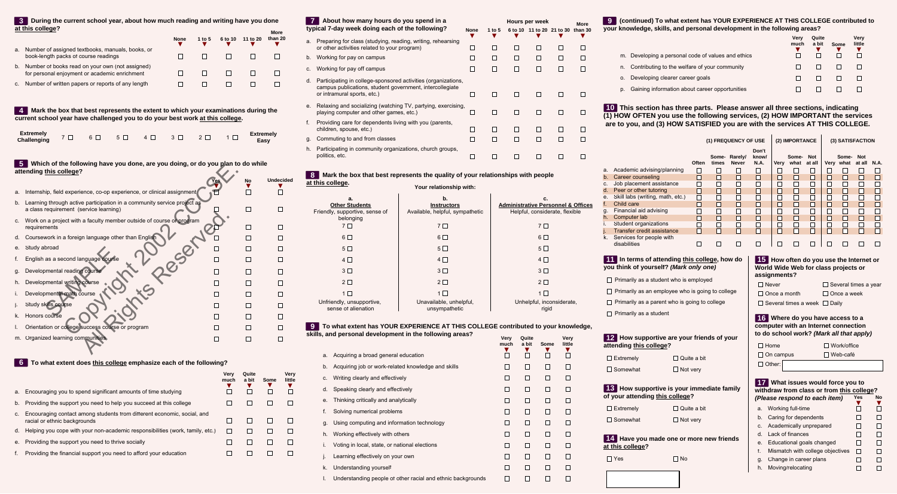**3** **During the current school year, about how much reading and writing have you done at this college?**

| | None | 1 to 5 | 6 to 10 | 11 to 20 | More than 20 |
|---|---|---|---|---|---|
| a. Number of assigned textbooks, manuals, books, or book-length packs of course readings | ☐ | ☐ | ☐ | ☐ | ☐ |
| b. Number of books read on your own (not assigned) for personal enjoyment or academic enrichment | ☐ | ☐ | ☐ | ☐ | ☐ |
| c. Number of written papers or reports of any length | ☐ | ☐ | ☐ | ☐ | ☐ |

**4** **Mark the box that best represents the extent to which your examinations during the current school year have challenged you to do your best work at this college.**

Extremely Challenging 7 ☐ 6 ☐ 5 ☐ 4 ☐ 3 ☐ 2 ☐ 1 ☐ Extremely Easy

**5** **Which of the following have you done, are you doing, or do you plan to do while attending this college?**

| | Yes | No | Undecided |
|---|---|---|---|
| a. Internship, field experience, co-op experience, or clinical assignment | ☐ | ☐ | ☐ |
| b. Learning through active participation in a community service project as a class requirement (service learning) | ☐ | ☐ | ☐ |
| c. Work on a project with a faculty member outside of course or program requirements | ☐ | ☐ | ☐ |
| d. Coursework in a foreign language other than English | ☐ | ☐ | ☐ |
| e. Study abroad | ☐ | ☐ | ☐ |
| f. English as a second language course | ☐ | ☐ | ☐ |
| g. Developmental reading course | ☐ | ☐ | ☐ |
| h. Developmental writing course | ☐ | ☐ | ☐ |
| i. Developmental math course | ☐ | ☐ | ☐ |
| j. Study skills course | ☐ | ☐ | ☐ |
| k. Honors course | ☐ | ☐ | ☐ |
| l. Orientation or college success course or program | ☐ | ☐ | ☐ |
| m. Organized learning communities | ☐ | ☐ | ☐ |

SAMPLE Copyright 2002 CCSSE. All Rights Reserved.

**6** **To what extent does this college emphasize each of the following?**

| | Very much | Quite a bit | Some | Very little |
|---|---|---|---|---|
| a. Encouraging you to spend significant amounts of time studying | ☐ | ☐ | ☐ | ☐ |
| b. Providing the support you need to help you succeed at this college | ☐ | ☐ | ☐ | ☐ |
| c. Encouraging contact among students from different economic, social, and racial or ethnic backgrounds | ☐ | ☐ | ☐ | ☐ |
| d. Helping you cope with your non-academic responsibilities (work, family, etc.) | ☐ | ☐ | ☐ | ☐ |
| e. Providing the support you need to thrive socially | ☐ | ☐ | ☐ | ☐ |
| f. Providing the financial support you need to afford your education | ☐ | ☐ | ☐ | ☐ |

**7** **About how many hours do you spend in a typical 7-day week doing each of the following?**

| | None | 1 to 5 | 6 to 10 | 11 to 20 | 21 to 30 | More than 30 |
|---|---|---|---|---|---|---|
| a. Preparing for class (studying, reading, writing, rehearsing or other activities related to your program) | ☐ | ☐ | ☐ | ☐ | ☐ | ☐ |
| b. Working for pay on campus | ☐ | ☐ | ☐ | ☐ | ☐ | ☐ |
| c. Working for pay off campus | ☐ | ☐ | ☐ | ☐ | ☐ | ☐ |
| d. Participating in college-sponsored activities (organizations, campus publications, student government, intercollegiate or intramural sports, etc.) | ☐ | ☐ | ☐ | ☐ | ☐ | ☐ |
| e. Relaxing and socializing (watching TV, partying, exercising, playing computer and other games, etc.) | ☐ | ☐ | ☐ | ☐ | ☐ | ☐ |
| f. Providing care for dependents living with you (parents, children, spouse, etc.) | ☐ | ☐ | ☐ | ☐ | ☐ | ☐ |
| g. Commuting to and from classes | ☐ | ☐ | ☐ | ☐ | ☐ | ☐ |
| h. Participating in community organizations, church groups, politics, etc. | ☐ | ☐ | ☐ | ☐ | ☐ | ☐ |

**8** **Mark the box that best represents the quality of your relationships with people at this college.**

Your relationship with:

| a. Other Students | b. Instructors | c. Administrative Personnel & Offices |
|---|---|---|
| Friendly, supportive, sense of belonging | Available, helpful, sympathetic | Helpful, considerate, flexible |
| 7 ☐ | 7 ☐ | 7 ☐ |
| 6 ☐ | 6 ☐ | 6 ☐ |
| 5 ☐ | 5 ☐ | 5 ☐ |
| 4 ☐ | 4 ☐ | 4 ☐ |
| 3 ☐ | 3 ☐ | 3 ☐ |
| 2 ☐ | 2 ☐ | 2 ☐ |
| 1 ☐ | 1 ☐ | 1 ☐ |
| Unfriendly, unsupportive, sense of alienation | Unavailable, unhelpful, unsympathetic | Unhelpful, inconsiderate, rigid |

**9** **To what extent has YOUR EXPERIENCE AT THIS COLLEGE contributed to your knowledge, skills, and personal development in the following areas?**

| | Very much | Quite a bit | Some | Very little |
|---|---|---|---|---|
| a. Acquiring a broad general education | ☐ | ☐ | ☐ | ☐ |
| b. Acquiring job or work-related knowledge and skills | ☐ | ☐ | ☐ | ☐ |
| c. Writing clearly and effectively | ☐ | ☐ | ☐ | ☐ |
| d. Speaking clearly and effectively | ☐ | ☐ | ☐ | ☐ |
| e. Thinking critically and analytically | ☐ | ☐ | ☐ | ☐ |
| f. Solving numerical problems | ☐ | ☐ | ☐ | ☐ |
| g. Using computing and information technology | ☐ | ☐ | ☐ | ☐ |
| h. Working effectively with others | ☐ | ☐ | ☐ | ☐ |
| i. Voting in local, state, or national elections | ☐ | ☐ | ☐ | ☐ |
| j. Learning effectively on your own | ☐ | ☐ | ☐ | ☐ |
| k. Understanding yourself | ☐ | ☐ | ☐ | ☐ |
| l. Understanding people of other racial and ethnic backgrounds | ☐ | ☐ | ☐ | ☐ |

**9** **(continued) To what extent has YOUR EXPERIENCE AT THIS COLLEGE contributed to your knowledge, skills, and personal development in the following areas?**

| | Very much | Quite a bit | Some | Very little |
|---|---|---|---|---|
| m. Developing a personal code of values and ethics | ☐ | ☐ | ☐ | ☐ |
| n. Contributing to the welfare of your community | ☐ | ☐ | ☐ | ☐ |
| o. Developing clearer career goals | ☐ | ☐ | ☐ | ☐ |
| p. Gaining information about career opportunities | ☐ | ☐ | ☐ | ☐ |

**10** **This section has three parts. Please answer all three sections, indicating (1) HOW OFTEN you use the following services, (2) HOW IMPORTANT the services are to you, and (3) HOW SATISFIED you are with the services AT THIS COLLEGE.**

| | (1) FREQUENCY OF USE | | | | (2) IMPORTANCE | | | (3) SATISFACTION | | | |
|---|---|---|---|---|---|---|---|---|---|---|---|
| | Often | Some-times | Rarely/ Never | Don't know/ N.A. | Very | Some-what | Not at all | Very | Some-what | Not at all | N.A. |
| a. Academic advising/planning | ☐ | ☐ | ☐ | ☐ | ☐ | ☐ | ☐ | ☐ | ☐ | ☐ | ☐ |
| b. Career counseling | ☐ | ☐ | ☐ | ☐ | ☐ | ☐ | ☐ | ☐ | ☐ | ☐ | ☐ |
| c. Job placement assistance | ☐ | ☐ | ☐ | ☐ | ☐ | ☐ | ☐ | ☐ | ☐ | ☐ | ☐ |
| d. Peer or other tutoring | ☐ | ☐ | ☐ | ☐ | ☐ | ☐ | ☐ | ☐ | ☐ | ☐ | ☐ |
| e. Skill labs (writing, math, etc.) | ☐ | ☐ | ☐ | ☐ | ☐ | ☐ | ☐ | ☐ | ☐ | ☐ | ☐ |
| f. Child care | ☐ | ☐ | ☐ | ☐ | ☐ | ☐ | ☐ | ☐ | ☐ | ☐ | ☐ |
| g. Financial aid advising | ☐ | ☐ | ☐ | ☐ | ☐ | ☐ | ☐ | ☐ | ☐ | ☐ | ☐ |
| h. Computer lab | ☐ | ☐ | ☐ | ☐ | ☐ | ☐ | ☐ | ☐ | ☐ | ☐ | ☐ |
| i. Student organizations | ☐ | ☐ | ☐ | ☐ | ☐ | ☐ | ☐ | ☐ | ☐ | ☐ | ☐ |
| j. Transfer credit assistance | ☐ | ☐ | ☐ | ☐ | ☐ | ☐ | ☐ | ☐ | ☐ | ☐ | ☐ |
| k. Services for people with disabilities | ☐ | ☐ | ☐ | ☐ | ☐ | ☐ | ☐ | ☐ | ☐ | ☐ | ☐ |

**11** **In terms of attending this college, how do you think of yourself? *(Mark only one)***

- ☐ Primarily as a student who is employed
- ☐ Primarily as an employee who is going to college
- ☐ Primarily as a parent who is going to college
- ☐ Primarily as a student

**12** **How supportive are your friends of your attending this college?**

- ☐ Extremely ☐ Quite a bit
- ☐ Somewhat ☐ Not very

**13** **How supportive is your immediate family of your attending this college?**

- ☐ Extremely ☐ Quite a bit
- ☐ Somewhat ☐ Not very

**14** **Have you made one or more new friends at this college?**

- ☐ Yes ☐ No

**15** **How often do you use the Internet or World Wide Web for class projects or assignments?**

- ☐ Never ☐ Several times a year
- ☐ Once a month ☐ Once a week
- ☐ Several times a week ☐ Daily

**16** **Where do you have access to a computer with an Internet connection to do school work? *(Mark all that apply)***

- ☐ Home ☐ Work/office
- ☐ On campus ☐ Web-café
- ☐ Other: ____________

**17** **What issues would force you to withdraw from class or from this college? *(Please respond to each item)***

| | Yes | No |
|---|---|---|
| a. Working full-time | ☐ | ☐ |
| b. Caring for dependents | ☐ | ☐ |
| c. Academically unprepared | ☐ | ☐ |
| d. Lack of finances | ☐ | ☐ |
| e. Educational goals changed | ☐ | ☐ |
| f. Mismatch with college objectives | ☐ | ☐ |
| g. Change in career plans | ☐ | ☐ |
| h. Moving/relocating | ☐ | ☐ |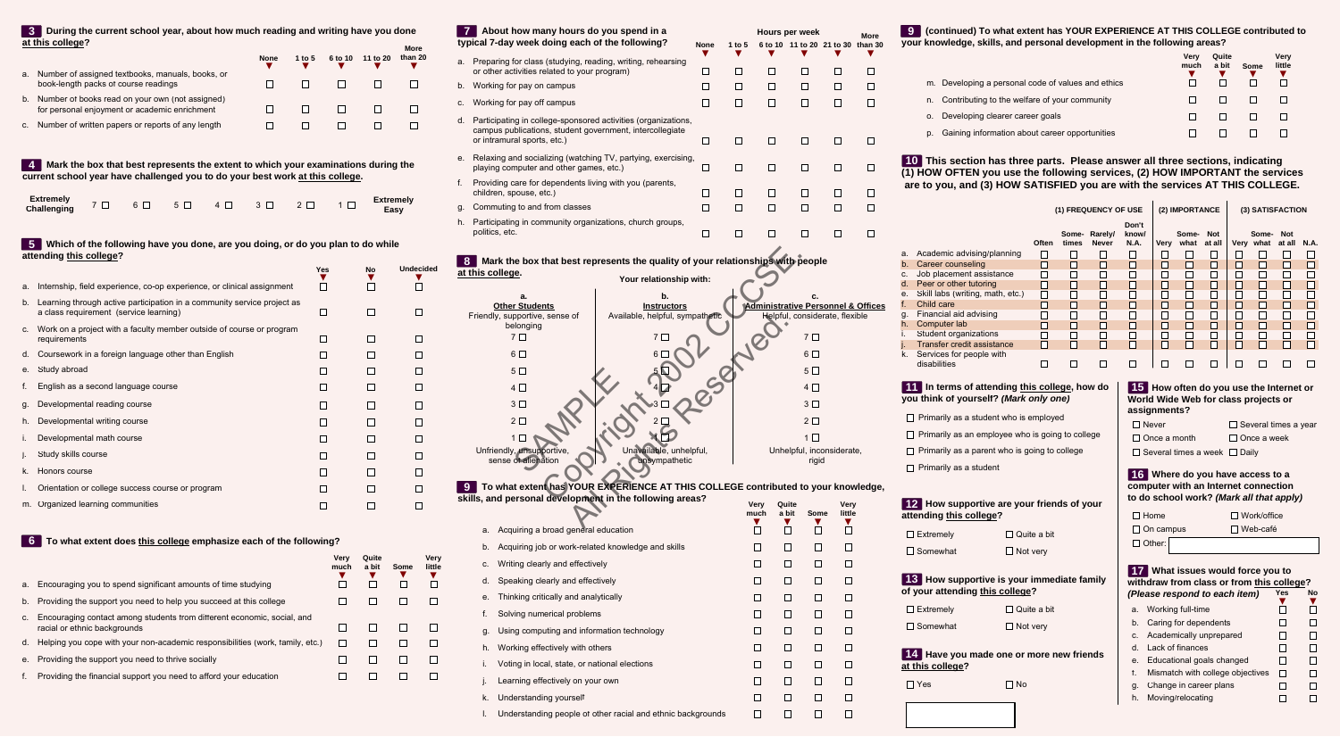## 3 During the current school year, about how much reading and writing have you done at this college?

| | None | 1 to 5 | 6 to 10 | 11 to 20 | More than 20 |
|---|---|---|---|---|---|
| a. Number of assigned textbooks, manuals, books, or book-length packs of course readings | ☐ | ☐ | ☐ | ☐ | ☐ |
| b. Number of books read on your own (not assigned) for personal enjoyment or academic enrichment | ☐ | ☐ | ☐ | ☐ | ☐ |
| c. Number of written papers or reports of any length | ☐ | ☐ | ☐ | ☐ | ☐ |

## 4 Mark the box that best represents the extent to which your examinations during the current school year have challenged you to do your best work at this college.

Extremely Challenging 7 ☐ 6 ☐ 5 ☐ 4 ☐ 3 ☐ 2 ☐ 1 ☐ Extremely Easy

## 5 Which of the following have you done, are you doing, or do you plan to do while attending this college?

| | Yes | No | Undecided |
|---|---|---|---|
| a. Internship, field experience, co-op experience, or clinical assignment | ☐ | ☐ | ☐ |
| b. Learning through active participation in a community service project as a class requirement (service learning) | ☐ | ☐ | ☐ |
| c. Work on a project with a faculty member outside of course or program requirements | ☐ | ☐ | ☐ |
| d. Coursework in a foreign language other than English | ☐ | ☐ | ☐ |
| e. Study abroad | ☐ | ☐ | ☐ |
| f. English as a second language course | ☐ | ☐ | ☐ |
| g. Developmental reading course | ☐ | ☐ | ☐ |
| h. Developmental writing course | ☐ | ☐ | ☐ |
| i. Developmental math course | ☐ | ☐ | ☐ |
| j. Study skills course | ☐ | ☐ | ☐ |
| k. Honors course | ☐ | ☐ | ☐ |
| l. Orientation or college success course or program | ☐ | ☐ | ☐ |
| m. Organized learning communities | ☐ | ☐ | ☐ |

## 6 To what extent does this college emphasize each of the following?

| | Very much | Quite a bit | Some | Very little |
|---|---|---|---|---|
| a. Encouraging you to spend significant amounts of time studying | ☐ | ☐ | ☐ | ☐ |
| b. Providing the support you need to help you succeed at this college | ☐ | ☐ | ☐ | ☐ |
| c. Encouraging contact among students from different economic, social, and racial or ethnic backgrounds | ☐ | ☐ | ☐ | ☐ |
| d. Helping you cope with your non-academic responsibilities (work, family, etc.) | ☐ | ☐ | ☐ | ☐ |
| e. Providing the support you need to thrive socially | ☐ | ☐ | ☐ | ☐ |
| f. Providing the financial support you need to afford your education | ☐ | ☐ | ☐ | ☐ |

## 7 About how many hours do you spend in a typical 7-day week doing each of the following?

| | None | 1 to 5 | 6 to 10 | 11 to 20 | 21 to 30 | More than 30 |
|---|---|---|---|---|---|---|
| a. Preparing for class (studying, reading, writing, rehearsing or other activities related to your program) | ☐ | ☐ | ☐ | ☐ | ☐ | ☐ |
| b. Working for pay on campus | ☐ | ☐ | ☐ | ☐ | ☐ | ☐ |
| c. Working for pay off campus | ☐ | ☐ | ☐ | ☐ | ☐ | ☐ |
| d. Participating in college-sponsored activities (organizations, campus publications, student government, intercollegiate or intramural sports, etc.) | ☐ | ☐ | ☐ | ☐ | ☐ | ☐ |
| e. Relaxing and socializing (watching TV, partying, exercising, playing computer and other games, etc.) | ☐ | ☐ | ☐ | ☐ | ☐ | ☐ |
| f. Providing care for dependents living with you (parents, children, spouse, etc.) | ☐ | ☐ | ☐ | ☐ | ☐ | ☐ |
| g. Commuting to and from classes | ☐ | ☐ | ☐ | ☐ | ☐ | ☐ |
| h. Participating in community organizations, church groups, politics, etc. | ☐ | ☐ | ☐ | ☐ | ☐ | ☐ |

## 8 Mark the box that best represents the quality of your relationships with people at this college.

Your relationship with:

| a. Other Students | b. Instructors | c. Administrative Personnel & Offices |
|---|---|---|
| Friendly, supportive, sense of belonging | Available, helpful, sympathetic | Helpful, considerate, flexible |
| 7 ☐ | 7 ☐ | 7 ☐ |
| 6 ☐ | 6 ☐ | 6 ☐ |
| 5 ☐ | 5 ☐ | 5 ☐ |
| 4 ☐ | 4 ☐ | 4 ☐ |
| 3 ☐ | 3 ☐ | 3 ☐ |
| 2 ☐ | 2 ☐ | 2 ☐ |
| 1 ☐ | 1 ☐ | 1 ☐ |
| Unfriendly, unsupportive, sense of alienation | Unavailable, unhelpful, unsympathetic | Unhelpful, inconsiderate, rigid |

## 9 To what extent has YOUR EXPERIENCE AT THIS COLLEGE contributed to your knowledge, skills, and personal development in the following areas?

| | Very much | Quite a bit | Some | Very little |
|---|---|---|---|---|
| a. Acquiring a broad general education | ☐ | ☐ | ☐ | ☐ |
| b. Acquiring job or work-related knowledge and skills | ☐ | ☐ | ☐ | ☐ |
| c. Writing clearly and effectively | ☐ | ☐ | ☐ | ☐ |
| d. Speaking clearly and effectively | ☐ | ☐ | ☐ | ☐ |
| e. Thinking critically and analytically | ☐ | ☐ | ☐ | ☐ |
| f. Solving numerical problems | ☐ | ☐ | ☐ | ☐ |
| g. Using computing and information technology | ☐ | ☐ | ☐ | ☐ |
| h. Working effectively with others | ☐ | ☐ | ☐ | ☐ |
| i. Voting in local, state, or national elections | ☐ | ☐ | ☐ | ☐ |
| j. Learning effectively on your own | ☐ | ☐ | ☐ | ☐ |
| k. Understanding yourself | ☐ | ☐ | ☐ | ☐ |
| l. Understanding people of other racial and ethnic backgrounds | ☐ | ☐ | ☐ | ☐ |

## 9 (continued) To what extent has YOUR EXPERIENCE AT THIS COLLEGE contributed to your knowledge, skills, and personal development in the following areas?

| | Very much | Quite a bit | Some | Very little |
|---|---|---|---|---|
| m. Developing a personal code of values and ethics | ☐ | ☐ | ☐ | ☐ |
| n. Contributing to the welfare of your community | ☐ | ☐ | ☐ | ☐ |
| o. Developing clearer career goals | ☐ | ☐ | ☐ | ☐ |
| p. Gaining information about career opportunities | ☐ | ☐ | ☐ | ☐ |

## 10 This section has three parts. Please answer all three sections, indicating (1) HOW OFTEN you use the following services, (2) HOW IMPORTANT the services are to you, and (3) HOW SATISFIED you are with the services AT THIS COLLEGE.

| | (1) FREQUENCY OF USE | | | | (2) IMPORTANCE | | | (3) SATISFACTION | | | |
|---|---|---|---|---|---|---|---|---|---|---|---|
| | Often | Sometimes | Rarely/Never | Don't know/N.A. | Very | Somewhat | Not at all | Very | Somewhat | Not at all | N.A. |
| a. Academic advising/planning | ☐ | ☐ | ☐ | ☐ | ☐ | ☐ | ☐ | ☐ | ☐ | ☐ | ☐ |
| b. Career counseling | ☐ | ☐ | ☐ | ☐ | ☐ | ☐ | ☐ | ☐ | ☐ | ☐ | ☐ |
| c. Job placement assistance | ☐ | ☐ | ☐ | ☐ | ☐ | ☐ | ☐ | ☐ | ☐ | ☐ | ☐ |
| d. Peer or other tutoring | ☐ | ☐ | ☐ | ☐ | ☐ | ☐ | ☐ | ☐ | ☐ | ☐ | ☐ |
| e. Skill labs (writing, math, etc.) | ☐ | ☐ | ☐ | ☐ | ☐ | ☐ | ☐ | ☐ | ☐ | ☐ | ☐ |
| f. Child care | ☐ | ☐ | ☐ | ☐ | ☐ | ☐ | ☐ | ☐ | ☐ | ☐ | ☐ |
| g. Financial aid advising | ☐ | ☐ | ☐ | ☐ | ☐ | ☐ | ☐ | ☐ | ☐ | ☐ | ☐ |
| h. Computer lab | ☐ | ☐ | ☐ | ☐ | ☐ | ☐ | ☐ | ☐ | ☐ | ☐ | ☐ |
| i. Student organizations | ☐ | ☐ | ☐ | ☐ | ☐ | ☐ | ☐ | ☐ | ☐ | ☐ | ☐ |
| j. Transfer credit assistance | ☐ | ☐ | ☐ | ☐ | ☐ | ☐ | ☐ | ☐ | ☐ | ☐ | ☐ |
| k. Services for people with disabilities | ☐ | ☐ | ☐ | ☐ | ☐ | ☐ | ☐ | ☐ | ☐ | ☐ | ☐ |

## 11 In terms of attending this college, how do you think of yourself? *(Mark only one)*

- ☐ Primarily as a student who is employed
- ☐ Primarily as an employee who is going to college
- ☐ Primarily as a parent who is going to college
- ☐ Primarily as a student

## 12 How supportive are your friends of your attending this college?

- ☐ Extremely
- ☐ Quite a bit
- ☐ Somewhat
- ☐ Not very

## 13 How supportive is your immediate family of your attending this college?

- ☐ Extremely
- ☐ Quite a bit
- ☐ Somewhat
- ☐ Not very

## 14 Have you made one or more new friends at this college?

- ☐ Yes
- ☐ No

## 15 How often do you use the Internet or World Wide Web for class projects or assignments?

- ☐ Never
- ☐ Several times a year
- ☐ Once a month
- ☐ Once a week
- ☐ Several times a week
- ☐ Daily

## 16 Where do you have access to a computer with an Internet connection to do school work? *(Mark all that apply)*

- ☐ Home
- ☐ Work/office
- ☐ On campus
- ☐ Web-café
- ☐ Other: ____

## 17 What issues would force you to withdraw from class or from this college? *(Please respond to each item)*

| | Yes | No |
|---|---|---|
| a. Working full-time | ☐ | ☐ |
| b. Caring for dependents | ☐ | ☐ |
| c. Academically unprepared | ☐ | ☐ |
| d. Lack of finances | ☐ | ☐ |
| e. Educational goals changed | ☐ | ☐ |
| f. Mismatch with college objectives | ☐ | ☐ |
| g. Change in career plans | ☐ | ☐ |
| h. Moving/relocating | ☐ | ☐ |

SAMPLE Copyright 2002 CCSSE. All Rights Reserved.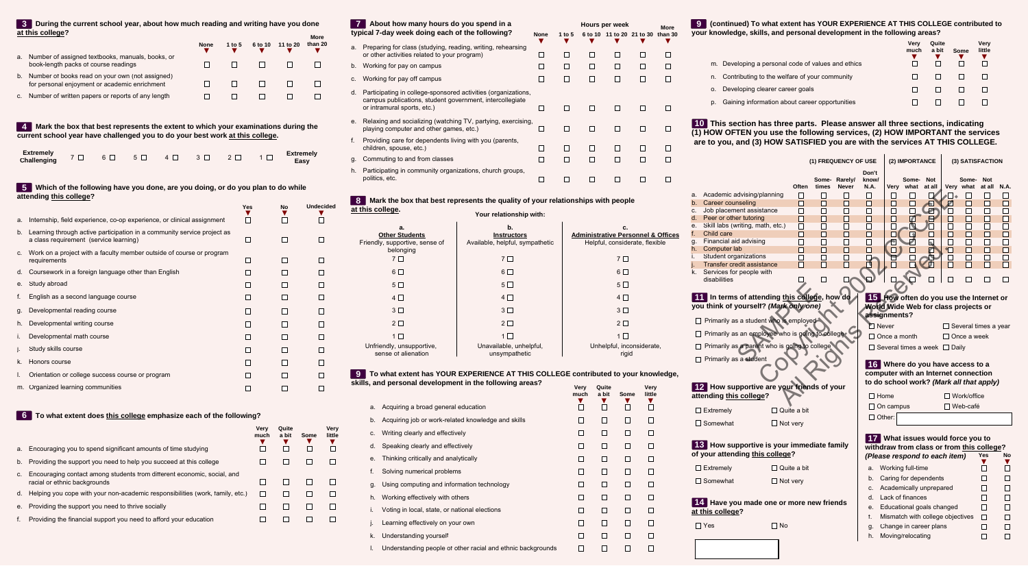## 3 During the current school year, about how much reading and writing have you done at this college?

| | None | 1 to 5 | 6 to 10 | 11 to 20 | More than 20 |
|---|---|---|---|---|---|
| a. Number of assigned textbooks, manuals, books, or book-length packs of course readings | ☐ | ☐ | ☐ | ☐ | ☐ |
| b. Number of books read on your own (not assigned) for personal enjoyment or academic enrichment | ☐ | ☐ | ☐ | ☐ | ☐ |
| c. Number of written papers or reports of any length | ☐ | ☐ | ☐ | ☐ | ☐ |

## 4 Mark the box that best represents the extent to which your examinations during the current school year have challenged you to do your best work at this college.

Extremely Challenging 7 ☐ 6 ☐ 5 ☐ 4 ☐ 3 ☐ 2 ☐ 1 ☐ Extremely Easy

## 5 Which of the following have you done, are you doing, or do you plan to do while attending this college?

| | Yes | No | Undecided |
|---|---|---|---|
| a. Internship, field experience, co-op experience, or clinical assignment | ☐ | ☐ | ☐ |
| b. Learning through active participation in a community service project as a class requirement (service learning) | ☐ | ☐ | ☐ |
| c. Work on a project with a faculty member outside of course or program requirements | ☐ | ☐ | ☐ |
| d. Coursework in a foreign language other than English | ☐ | ☐ | ☐ |
| e. Study abroad | ☐ | ☐ | ☐ |
| f. English as a second language course | ☐ | ☐ | ☐ |
| g. Developmental reading course | ☐ | ☐ | ☐ |
| h. Developmental writing course | ☐ | ☐ | ☐ |
| i. Developmental math course | ☐ | ☐ | ☐ |
| j. Study skills course | ☐ | ☐ | ☐ |
| k. Honors course | ☐ | ☐ | ☐ |
| l. Orientation or college success course or program | ☐ | ☐ | ☐ |
| m. Organized learning communities | ☐ | ☐ | ☐ |

## 6 To what extent does this college emphasize each of the following?

| | Very much | Quite a bit | Some | Very little |
|---|---|---|---|---|
| a. Encouraging you to spend significant amounts of time studying | ☐ | ☐ | ☐ | ☐ |
| b. Providing the support you need to help you succeed at this college | ☐ | ☐ | ☐ | ☐ |
| c. Encouraging contact among students from different economic, social, and racial or ethnic backgrounds | ☐ | ☐ | ☐ | ☐ |
| d. Helping you cope with your non-academic responsibilities (work, family, etc.) | ☐ | ☐ | ☐ | ☐ |
| e. Providing the support you need to thrive socially | ☐ | ☐ | ☐ | ☐ |
| f. Providing the financial support you need to afford your education | ☐ | ☐ | ☐ | ☐ |

## 7 About how many hours do you spend in a typical 7-day week doing each of the following?

| | None | 1 to 5 | 6 to 10 | 11 to 20 | 21 to 30 | More than 30 |
|---|---|---|---|---|---|---|
| a. Preparing for class (studying, reading, writing, rehearsing or other activities related to your program) | ☐ | ☐ | ☐ | ☐ | ☐ | ☐ |
| b. Working for pay on campus | ☐ | ☐ | ☐ | ☐ | ☐ | ☐ |
| c. Working for pay off campus | ☐ | ☐ | ☐ | ☐ | ☐ | ☐ |
| d. Participating in college-sponsored activities (organizations, campus publications, student government, intercollegiate or intramural sports, etc.) | ☐ | ☐ | ☐ | ☐ | ☐ | ☐ |
| e. Relaxing and socializing (watching TV, partying, exercising, playing computer and other games, etc.) | ☐ | ☐ | ☐ | ☐ | ☐ | ☐ |
| f. Providing care for dependents living with you (parents, children, spouse, etc.) | ☐ | ☐ | ☐ | ☐ | ☐ | ☐ |
| g. Commuting to and from classes | ☐ | ☐ | ☐ | ☐ | ☐ | ☐ |
| h. Participating in community organizations, church groups, politics, etc. | ☐ | ☐ | ☐ | ☐ | ☐ | ☐ |

## 8 Mark the box that best represents the quality of your relationships with people at this college.

Your relationship with:

| a. Other Students | b. Instructors | c. Administrative Personnel & Offices |
|---|---|---|
| Friendly, supportive, sense of belonging | Available, helpful, sympathetic | Helpful, considerate, flexible |
| 7 ☐ | 7 ☐ | 7 ☐ |
| 6 ☐ | 6 ☐ | 6 ☐ |
| 5 ☐ | 5 ☐ | 5 ☐ |
| 4 ☐ | 4 ☐ | 4 ☐ |
| 3 ☐ | 3 ☐ | 3 ☐ |
| 2 ☐ | 2 ☐ | 2 ☐ |
| 1 ☐ | 1 ☐ | 1 ☐ |
| Unfriendly, unsupportive, sense of alienation | Unavailable, unhelpful, unsympathetic | Unhelpful, inconsiderate, rigid |

## 9 To what extent has YOUR EXPERIENCE AT THIS COLLEGE contributed to your knowledge, skills, and personal development in the following areas?

| | Very much | Quite a bit | Some | Very little |
|---|---|---|---|---|
| a. Acquiring a broad general education | ☐ | ☐ | ☐ | ☐ |
| b. Acquiring job or work-related knowledge and skills | ☐ | ☐ | ☐ | ☐ |
| c. Writing clearly and effectively | ☐ | ☐ | ☐ | ☐ |
| d. Speaking clearly and effectively | ☐ | ☐ | ☐ | ☐ |
| e. Thinking critically and analytically | ☐ | ☐ | ☐ | ☐ |
| f. Solving numerical problems | ☐ | ☐ | ☐ | ☐ |
| g. Using computing and information technology | ☐ | ☐ | ☐ | ☐ |
| h. Working effectively with others | ☐ | ☐ | ☐ | ☐ |
| i. Voting in local, state, or national elections | ☐ | ☐ | ☐ | ☐ |
| j. Learning effectively on your own | ☐ | ☐ | ☐ | ☐ |
| k. Understanding yourself | ☐ | ☐ | ☐ | ☐ |
| l. Understanding people of other racial and ethnic backgrounds | ☐ | ☐ | ☐ | ☐ |

## 9 (continued) To what extent has YOUR EXPERIENCE AT THIS COLLEGE contributed to your knowledge, skills, and personal development in the following areas?

| | Very much | Quite a bit | Some | Very little |
|---|---|---|---|---|
| m. Developing a personal code of values and ethics | ☐ | ☐ | ☐ | ☐ |
| n. Contributing to the welfare of your community | ☐ | ☐ | ☐ | ☐ |
| o. Developing clearer career goals | ☐ | ☐ | ☐ | ☐ |
| p. Gaining information about career opportunities | ☐ | ☐ | ☐ | ☐ |

## 10 This section has three parts. Please answer all three sections, indicating (1) HOW OFTEN you use the following services, (2) HOW IMPORTANT the services are to you, and (3) HOW SATISFIED you are with the services AT THIS COLLEGE.

| | (1) FREQUENCY OF USE | | | | (2) IMPORTANCE | | | (3) SATISFACTION | | | |
|---|---|---|---|---|---|---|---|---|---|---|---|
| | Often | Some-times | Rarely/Never | Don't know/N.A. | Very | Some-what | Not at all | Very | Some-what | Not at all | N.A. |
| a. Academic advising/planning | ☐ | ☐ | ☐ | ☐ | ☐ | ☐ | ☐ | ☐ | ☐ | ☐ | ☐ |
| b. Career counseling | ☐ | ☐ | ☐ | ☐ | ☐ | ☐ | ☐ | ☐ | ☐ | ☐ | ☐ |
| c. Job placement assistance | ☐ | ☐ | ☐ | ☐ | ☐ | ☐ | ☐ | ☐ | ☐ | ☐ | ☐ |
| d. Peer or other tutoring | ☐ | ☐ | ☐ | ☐ | ☐ | ☐ | ☐ | ☐ | ☐ | ☐ | ☐ |
| e. Skill labs (writing, math, etc.) | ☐ | ☐ | ☐ | ☐ | ☐ | ☐ | ☐ | ☐ | ☐ | ☐ | ☐ |
| f. Child care | ☐ | ☐ | ☐ | ☐ | ☐ | ☐ | ☐ | ☐ | ☐ | ☐ | ☐ |
| g. Financial aid advising | ☐ | ☐ | ☐ | ☐ | ☐ | ☐ | ☐ | ☐ | ☐ | ☐ | ☐ |
| h. Computer lab | ☐ | ☐ | ☐ | ☐ | ☐ | ☐ | ☐ | ☐ | ☐ | ☐ | ☐ |
| i. Student organizations | ☐ | ☐ | ☐ | ☐ | ☐ | ☐ | ☐ | ☐ | ☐ | ☐ | ☐ |
| j. Transfer credit assistance | ☐ | ☐ | ☐ | ☐ | ☐ | ☐ | ☐ | ☐ | ☐ | ☐ | ☐ |
| k. Services for people with disabilities | ☐ | ☐ | ☐ | ☐ | ☐ | ☐ | ☐ | ☐ | ☐ | ☐ | ☐ |

## 11 In terms of attending this college, how do you think of yourself? *(Mark only one)*

☐ Primarily as a student who is employed

☐ Primarily as an employee who is going to college

☐ Primarily as a parent who is going to college

☐ Primarily as a student

## 12 How supportive are your friends of your attending this college?

☐ Extremely ☐ Quite a bit

☐ Somewhat ☐ Not very

## 13 How supportive is your immediate family of your attending this college?

☐ Extremely ☐ Quite a bit

☐ Somewhat ☐ Not very

## 14 Have you made one or more new friends at this college?

☐ Yes ☐ No

## 15 How often do you use the Internet or World Wide Web for class projects or assignments?

☐ Never ☐ Several times a year

☐ Once a month ☐ Once a week

☐ Several times a week ☐ Daily

## 16 Where do you have access to a computer with an Internet connection to do school work? *(Mark all that apply)*

☐ Home ☐ Work/office

☐ On campus ☐ Web-café

☐ Other:

## 17 What issues would force you to withdraw from class or from this college? *(Please respond to each item)*

| | Yes | No |
|---|---|---|
| a. Working full-time | ☐ | ☐ |
| b. Caring for dependents | ☐ | ☐ |
| c. Academically unprepared | ☐ | ☐ |
| d. Lack of finances | ☐ | ☐ |
| e. Educational goals changed | ☐ | ☐ |
| f. Mismatch with college objectives | ☐ | ☐ |
| g. Change in career plans | ☐ | ☐ |
| h. Moving/relocating | ☐ | ☐ |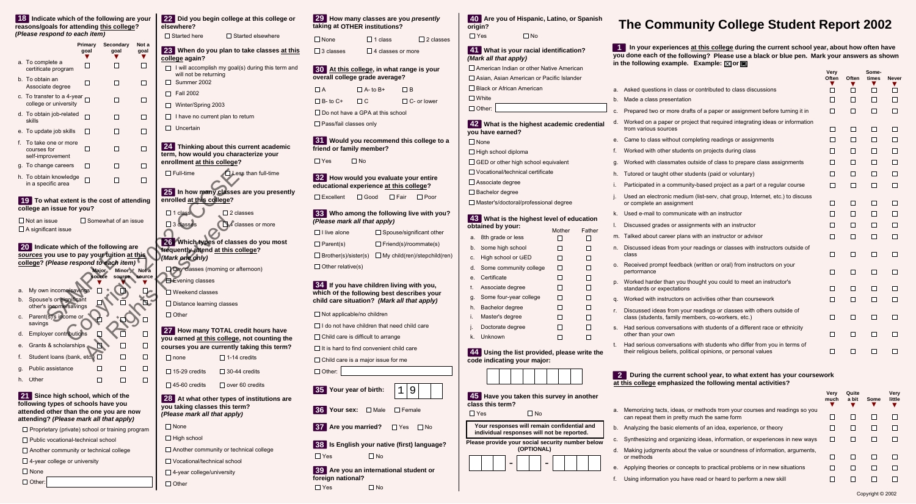**18** Indicate which of the following are your reasons/goals for attending this college? *(Please respond to each item)*

| | Primary goal | Secondary goal | Not a goal |
|---|---|---|---|
| a. To complete a certificate program | ☐ | ☐ | ☐ |
| b. To obtain an Associate degree | ☐ | ☐ | ☐ |
| c. To transfer to a 4-year college or university | ☐ | ☐ | ☐ |
| d. To obtain job-related skills | ☐ | ☐ | ☐ |
| e. To update job skills | ☐ | ☐ | ☐ |
| f. To take one or more courses for self-improvement | ☐ | ☐ | ☐ |
| g. To change careers | ☐ | ☐ | ☐ |
| h. To obtain knowledge in a specific area | ☐ | ☐ | ☐ |

**19** To what extent is the cost of attending college an issue for you?

☐ Not an issue ☐ Somewhat of an issue
☐ A significant issue

**20** Indicate which of the following are sources you use to pay your tuition at this college? *(Please respond to each item)*

| | Major source | Minor source | Not a source |
|---|---|---|---|
| a. My own income/savings | ☐ | ☐ | ☐ |
| b. Spouse's or significant other's income/savings | ☐ | ☐ | ☐ |
| c. Parent(s)'s income or savings | ☐ | ☐ | ☐ |
| d. Employer contributions | ☐ | ☐ | ☐ |
| e. Grants & scholarships | ☐ | ☐ | ☐ |
| f. Student loans (bank, etc.) | ☐ | ☐ | ☐ |
| g. Public assistance | ☐ | ☐ | ☐ |
| h. Other | ☐ | ☐ | ☐ |

**21** Since high school, which of the following types of schools have you attended other than the one you are now attending? *(Please mark all that apply)*

☐ Proprietary (private) school or training program
☐ Public vocational-technical school
☐ Another community or technical college
☐ 4-year college or university
☐ None
☐ Other:

**22** Did you begin college at this college or elsewhere?

☐ Started here ☐ Started elsewhere

**23** When do you plan to take classes at this college again?

☐ I will accomplish my goal(s) during this term and will not be returning
☐ Summer 2002
☐ Fall 2002
☐ Winter/Spring 2003
☐ I have no current plan to return
☐ Uncertain

**24** Thinking about this current academic term, how would you characterize your enrollment at this college?

☐ Full-time ☐ Less than full-time

**25** In how many classes are you presently enrolled at this college?

☐ 1 class ☐ 2 classes
☐ 3 classes ☐ 4 classes or more

**26** Which types of classes do you most frequently attend at this college? *(Mark one only)*

☐ Day classes (morning or afternoon)
☐ Evening classes
☐ Weekend classes
☐ Distance learning classes
☐ Other

**27** How many TOTAL credit hours have you earned at this college, not counting the courses you are currently taking this term?

☐ none ☐ 1-14 credits
☐ 15-29 credits ☐ 30-44 credits
☐ 45-60 credits ☐ over 60 credits

**28** At what other types of institutions are you taking classes this term? *(Please mark all that apply)*

☐ None
☐ High school
☐ Another community or technical college
☐ Vocational/technical school
☐ 4-year college/university
☐ Other

**29** How many classes are you *presently* taking at OTHER institutions?

☐ None ☐ 1 class ☐ 2 classes
☐ 3 classes ☐ 4 classes or more

**30** At this college, in what range is your overall college grade average?

☐ A ☐ A- to B+ ☐ B
☐ B- to C+ ☐ C ☐ C- or lower
☐ Do not have a GPA at this school
☐ Pass/fail classes only

**31** Would you recommend this college to a friend or family member?

☐ Yes ☐ No

**32** How would you evaluate your entire educational experience at this college?

☐ Excellent ☐ Good ☐ Fair ☐ Poor

**33** Who among the following live with you? *(Please mark all that apply)*

☐ I live alone ☐ Spouse/significant other
☐ Parent(s) ☐ Friend(s)/roommate(s)
☐ Brother(s)/sister(s) ☐ My child(ren)/stepchild(ren)
☐ Other relative(s)

**34** If you have children living with you, which of the following best describes your child care situation? *(Mark all that apply)*

☐ Not applicable/no children
☐ I do not have children that need child care
☐ Child care is difficult to arrange
☐ It is hard to find convenient child care
☐ Child care is a major issue for me
☐ Other:

**35** Your year of birth: 1 9 _ _

**36** Your sex: ☐ Male ☐ Female

**37** Are you married? ☐ Yes ☐ No

**38** Is English your native (first) language?

☐ Yes ☐ No

**39** Are you an international student or foreign national?

☐ Yes ☐ No

**40** Are you of Hispanic, Latino, or Spanish origin?

☐ Yes ☐ No

**41** What is your racial identification? *(Mark all that apply)*

☐ American Indian or other Native American
☐ Asian, Asian American or Pacific Islander
☐ Black or African American
☐ White
☐ Other:

**42** What is the highest academic credential you have earned?

☐ None
☐ High school diploma
☐ GED or other high school equivalent
☐ Vocational/technical certificate
☐ Associate degree
☐ Bachelor degree
☐ Master's/doctoral/professional degree

**43** What is the highest level of education obtained by your:

| | Mother | Father |
|---|---|---|
| a. 8th grade or less | ☐ | ☐ |
| b. Some high school | ☐ | ☐ |
| c. High school or GED | ☐ | ☐ |
| d. Some community college | ☐ | ☐ |
| e. Certificate | ☐ | ☐ |
| f. Associate degree | ☐ | ☐ |
| g. Some four-year college | ☐ | ☐ |
| h. Bachelor degree | ☐ | ☐ |
| i. Master's degree | ☐ | ☐ |
| j. Doctorate degree | ☐ | ☐ |
| k. Unknown | ☐ | ☐ |

**44** Using the list provided, please write the code indicating your major:

**45** Have you taken this survey in another class this term?

☐ Yes ☐ No

**Your responses will remain confidential and individual responses will not be reported.**

**Please provide your social security number below (OPTIONAL)**

___ - __ - ____

# The Community College Student Report 2002

**1** In your experiences at this college during the current school year, about how often have you done each of the following? Please use a black or blue pen. Mark your answers as shown in the following example. Example: ☒ or ■

| | Very Often | Often | Sometimes | Never |
|---|---|---|---|---|
| a. Asked questions in class or contributed to class discussions | ☐ | ☐ | ☐ | ☐ |
| b. Made a class presentation | ☐ | ☐ | ☐ | ☐ |
| c. Prepared two or more drafts of a paper or assignment before turning it in | ☐ | ☐ | ☐ | ☐ |
| d. Worked on a paper or project that required integrating ideas or information from various sources | ☐ | ☐ | ☐ | ☐ |
| e. Came to class without completing readings or assignments | ☐ | ☐ | ☐ | ☐ |
| f. Worked with other students on projects during class | ☐ | ☐ | ☐ | ☐ |
| g. Worked with classmates outside of class to prepare class assignments | ☐ | ☐ | ☐ | ☐ |
| h. Tutored or taught other students (paid or voluntary) | ☐ | ☐ | ☐ | ☐ |
| i. Participated in a community-based project as a part of a regular course | ☐ | ☐ | ☐ | ☐ |
| j. Used an electronic medium (list-serv, chat group, Internet, etc.) to discuss or complete an assignment | ☐ | ☐ | ☐ | ☐ |
| k. Used e-mail to communicate with an instructor | ☐ | ☐ | ☐ | ☐ |
| l. Discussed grades or assignments with an instructor | ☐ | ☐ | ☐ | ☐ |
| m. Talked about career plans with an instructor or advisor | ☐ | ☐ | ☐ | ☐ |
| n. Discussed ideas from your readings or classes with instructors outside of class | ☐ | ☐ | ☐ | ☐ |
| o. Received prompt feedback (written or oral) from instructors on your performance | ☐ | ☐ | ☐ | ☐ |
| p. Worked harder than you thought you could to meet an instructor's standards or expectations | ☐ | ☐ | ☐ | ☐ |
| q. Worked with instructors on activities other than coursework | ☐ | ☐ | ☐ | ☐ |
| r. Discussed ideas from your readings or classes with others outside of class (students, family members, co-workers, etc.) | ☐ | ☐ | ☐ | ☐ |
| s. Had serious conversations with students of a different race or ethnicity other than your own | ☐ | ☐ | ☐ | ☐ |
| t. Had serious conversations with students who differ from you in terms of their religious beliefs, political opinions, or personal values | ☐ | ☐ | ☐ | ☐ |

**2** During the current school year, to what extent has your coursework at this college emphasized the following mental activities?

| | Very much | Quite a bit | Some | Very little |
|---|---|---|---|---|
| a. Memorizing facts, ideas, or methods from your courses and readings so you can repeat them in pretty much the same form | ☐ | ☐ | ☐ | ☐ |
| b. Analyzing the basic elements of an idea, experience, or theory | ☐ | ☐ | ☐ | ☐ |
| c. Synthesizing and organizing ideas, information, or experiences in new ways | ☐ | ☐ | ☐ | ☐ |
| d. Making judgments about the value or soundness of information, arguments, or methods | ☐ | ☐ | ☐ | ☐ |
| e. Applying theories or concepts to practical problems or in new situations | ☐ | ☐ | ☐ | ☐ |
| f. Using information you have read or heard to perform a new skill | ☐ | ☐ | ☐ | ☐ |

Copyright © 2002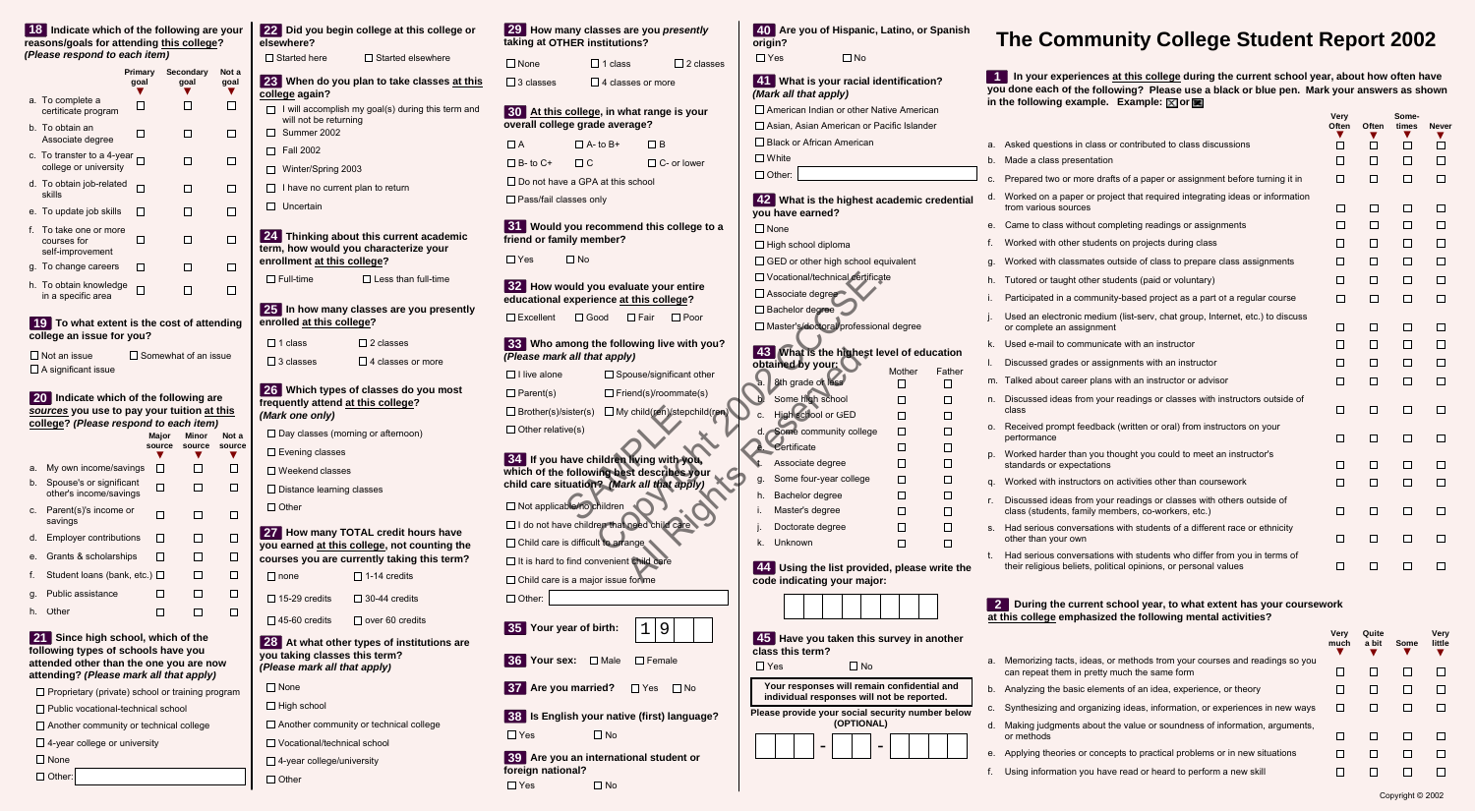**18** **Indicate which of the following are your reasons/goals for attending this college?** *(Please respond to each item)*

| | Primary goal | Secondary goal | Not a goal |
|---|---|---|---|
| a. To complete a certificate program | ☐ | ☐ | ☐ |
| b. To obtain an Associate degree | ☐ | ☐ | ☐ |
| c. To transfer to a 4-year college or university | ☐ | ☐ | ☐ |
| d. To obtain job-related skills | ☐ | ☐ | ☐ |
| e. To update job skills | ☐ | ☐ | ☐ |
| f. To take one or more courses for self-improvement | ☐ | ☐ | ☐ |
| g. To change careers | ☐ | ☐ | ☐ |
| h. To obtain knowledge in a specific area | ☐ | ☐ | ☐ |

**19** **To what extent is the cost of attending college an issue for you?**

☐ Not an issue ☐ Somewhat of an issue
☐ A significant issue

**20** **Indicate which of the following are sources you use to pay your tuition at this college?** *(Please respond to each item)*

| | Major source | Minor source | Not a source |
|---|---|---|---|
| a. My own income/savings | ☐ | ☐ | ☐ |
| b. Spouse's or significant other's income/savings | ☐ | ☐ | ☐ |
| c. Parent(s)'s income or savings | ☐ | ☐ | ☐ |
| d. Employer contributions | ☐ | ☐ | ☐ |
| e. Grants & scholarships | ☐ | ☐ | ☐ |
| f. Student loans (bank, etc.) | ☐ | ☐ | ☐ |
| g. Public assistance | ☐ | ☐ | ☐ |
| h. Other | ☐ | ☐ | ☐ |

**21** **Since high school, which of the following types of schools have you attended other than the one you are now attending?** *(Please mark all that apply)*

☐ Proprietary (private) school or training program
☐ Public vocational-technical school
☐ Another community or technical college
☐ 4-year college or university
☐ None
☐ Other: ______

**22** **Did you begin college at this college or elsewhere?**

☐ Started here ☐ Started elsewhere

**23** **When do you plan to take classes at this college again?**

☐ I will accomplish my goal(s) during this term and will not be returning
☐ Summer 2002
☐ Fall 2002
☐ Winter/Spring 2003
☐ I have no current plan to return
☐ Uncertain

**24** **Thinking about this current academic term, how would you characterize your enrollment at this college?**

☐ Full-time ☐ Less than full-time

**25** **In how many classes are you presently enrolled at this college?**

☐ 1 class ☐ 2 classes
☐ 3 classes ☐ 4 classes or more

**26** **Which types of classes do you most frequently attend at this college?** *(Mark one only)*

☐ Day classes (morning or afternoon)
☐ Evening classes
☐ Weekend classes
☐ Distance learning classes
☐ Other

**27** **How many TOTAL credit hours have you earned at this college, not counting the courses you are currently taking this term?**

☐ none ☐ 1-14 credits
☐ 15-29 credits ☐ 30-44 credits
☐ 45-60 credits ☐ over 60 credits

**28** **At what other types of institutions are you taking classes this term?** *(Please mark all that apply)*

☐ None
☐ High school
☐ Another community or technical college
☐ Vocational/technical school
☐ 4-year college/university
☐ Other

**29** **How many classes are you** ***presently*** **taking at OTHER institutions?**

☐ None ☐ 1 class ☐ 2 classes
☐ 3 classes ☐ 4 classes or more

**30** **At this college, in what range is your overall college grade average?**

☐ A ☐ A- to B+ ☐ B
☐ B- to C+ ☐ C ☐ C- or lower
☐ Do not have a GPA at this school
☐ Pass/fail classes only

**31** **Would you recommend this college to a friend or family member?**

☐ Yes ☐ No

**32** **How would you evaluate your entire educational experience at this college?**

☐ Excellent ☐ Good ☐ Fair ☐ Poor

**33** **Who among the following live with you?** *(Please mark all that apply)*

☐ I live alone ☐ Spouse/significant other
☐ Parent(s) ☐ Friend(s)/roommate(s)
☐ Brother(s)/sister(s) ☐ My child(ren)/stepchild(ren)
☐ Other relative(s)

**34** **If you have children living with you, which of the following best describes your child care situation?** *(Mark all that apply)*

☐ Not applicable/no children
☐ I do not have children that need child care
☐ Child care is difficult to arrange
☐ It is hard to find convenient child care
☐ Child care is a major issue for me
☐ Other: ______

**35** **Your year of birth:** 1 9 __ __

**36** **Your sex:** ☐ Male ☐ Female

**37** **Are you married?** ☐ Yes ☐ No

**38** **Is English your native (first) language?**

☐ Yes ☐ No

**39** **Are you an international student or foreign national?**

☐ Yes ☐ No

**40** **Are you of Hispanic, Latino, or Spanish origin?**

☐ Yes ☐ No

**41** **What is your racial identification?** *(Mark all that apply)*

☐ American Indian or other Native American
☐ Asian, Asian American or Pacific Islander
☐ Black or African American
☐ White
☐ Other: ______

**42** **What is the highest academic credential you have earned?**

☐ None
☐ High school diploma
☐ GED or other high school equivalent
☐ Vocational/technical certificate
☐ Associate degree
☐ Bachelor degree
☐ Master's/doctoral/professional degree

**43** **What is the highest level of education obtained by your:**

| | Mother | Father |
|---|---|---|
| a. 8th grade or less | ☐ | ☐ |
| b. Some high school | ☐ | ☐ |
| c. High school or GED | ☐ | ☐ |
| d. Some community college | ☐ | ☐ |
| e. Certificate | ☐ | ☐ |
| f. Associate degree | ☐ | ☐ |
| g. Some four-year college | ☐ | ☐ |
| h. Bachelor degree | ☐ | ☐ |
| i. Master's degree | ☐ | ☐ |
| j. Doctorate degree | ☐ | ☐ |
| k. Unknown | ☐ | ☐ |

**44** **Using the list provided, please write the code indicating your major:**

☐☐☐☐☐☐☐☐

**45** **Have you taken this survey in another class this term?**

☐ Yes ☐ No

**Your responses will remain confidential and individual responses will not be reported.**

**Please provide your social security number below (OPTIONAL)**

☐☐☐ - ☐☐ - ☐☐☐☐

# The Community College Student Report 2002

**1** **In your experiences at this college during the current school year, about how often have you done each of the following? Please use a black or blue pen. Mark your answers as shown in the following example. Example: ☒ or ■**

| | Very Often | Often | Sometimes | Never |
|---|---|---|---|---|
| a. Asked questions in class or contributed to class discussions | ☐ | ☐ | ☐ | ☐ |
| b. Made a class presentation | ☐ | ☐ | ☐ | ☐ |
| c. Prepared two or more drafts of a paper or assignment before turning it in | ☐ | ☐ | ☐ | ☐ |
| d. Worked on a paper or project that required integrating ideas or information from various sources | ☐ | ☐ | ☐ | ☐ |
| e. Came to class without completing readings or assignments | ☐ | ☐ | ☐ | ☐ |
| f. Worked with other students on projects during class | ☐ | ☐ | ☐ | ☐ |
| g. Worked with classmates outside of class to prepare class assignments | ☐ | ☐ | ☐ | ☐ |
| h. Tutored or taught other students (paid or voluntary) | ☐ | ☐ | ☐ | ☐ |
| i. Participated in a community-based project as a part of a regular course | ☐ | ☐ | ☐ | ☐ |
| j. Used an electronic medium (list-serv, chat group, Internet, etc.) to discuss or complete an assignment | ☐ | ☐ | ☐ | ☐ |
| k. Used e-mail to communicate with an instructor | ☐ | ☐ | ☐ | ☐ |
| l. Discussed grades or assignments with an instructor | ☐ | ☐ | ☐ | ☐ |
| m. Talked about career plans with an instructor or advisor | ☐ | ☐ | ☐ | ☐ |
| n. Discussed ideas from your readings or classes with instructors outside of class | ☐ | ☐ | ☐ | ☐ |
| o. Received prompt feedback (written or oral) from instructors on your performance | ☐ | ☐ | ☐ | ☐ |
| p. Worked harder than you thought you could to meet an instructor's standards or expectations | ☐ | ☐ | ☐ | ☐ |
| q. Worked with instructors on activities other than coursework | ☐ | ☐ | ☐ | ☐ |
| r. Discussed ideas from your readings or classes with others outside of class (students, family members, co-workers, etc.) | ☐ | ☐ | ☐ | ☐ |
| s. Had serious conversations with students of a different race or ethnicity other than your own | ☐ | ☐ | ☐ | ☐ |
| t. Had serious conversations with students who differ from you in terms of their religious beliefs, political opinions, or personal values | ☐ | ☐ | ☐ | ☐ |

**2** **During the current school year, to what extent has your coursework at this college emphasized the following mental activities?**

| | Very much | Quite a bit | Some | Very little |
|---|---|---|---|---|
| a. Memorizing facts, ideas, or methods from your courses and readings so you can repeat them in pretty much the same form | ☐ | ☐ | ☐ | ☐ |
| b. Analyzing the basic elements of an idea, experience, or theory | ☐ | ☐ | ☐ | ☐ |
| c. Synthesizing and organizing ideas, information, or experiences in new ways | ☐ | ☐ | ☐ | ☐ |
| d. Making judgments about the value or soundness of information, arguments, or methods | ☐ | ☐ | ☐ | ☐ |
| e. Applying theories or concepts to practical problems or in new situations | ☐ | ☐ | ☐ | ☐ |
| f. Using information you have read or heard to perform a new skill | ☐ | ☐ | ☐ | ☐ |

Copyright © 2002